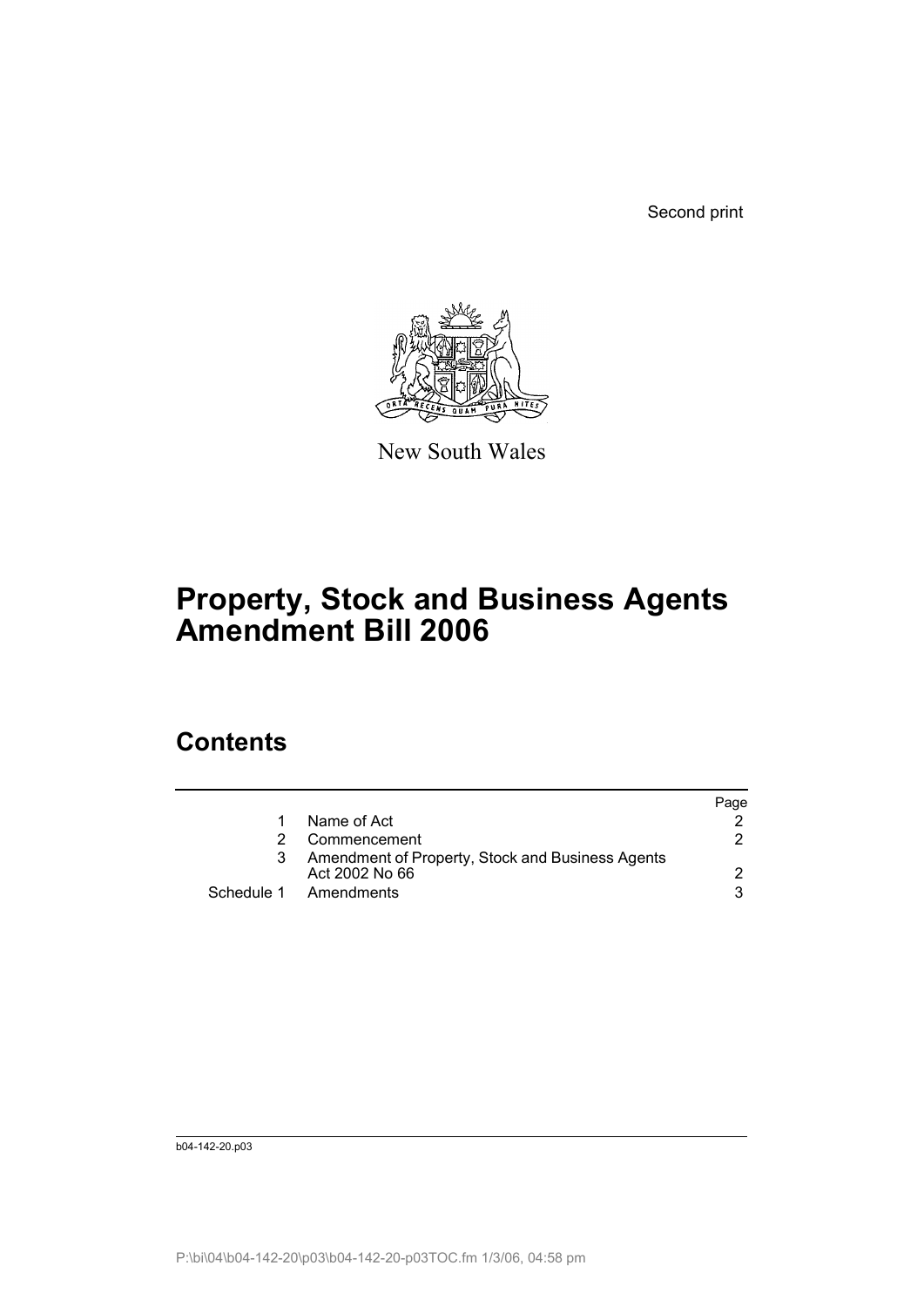Second print

New South Wales

# Property, Stock and Business Agents Amendment Bill 2006

## Contents

| | | Page |
|---|---|---|
| 1 | Name of Act | 2 |
| 2 | Commencement | 2 |
| 3 | Amendment of Property, Stock and Business Agents Act 2002 No 66 | 2 |
| Schedule 1 | Amendments | 3 |

b04-142-20.p03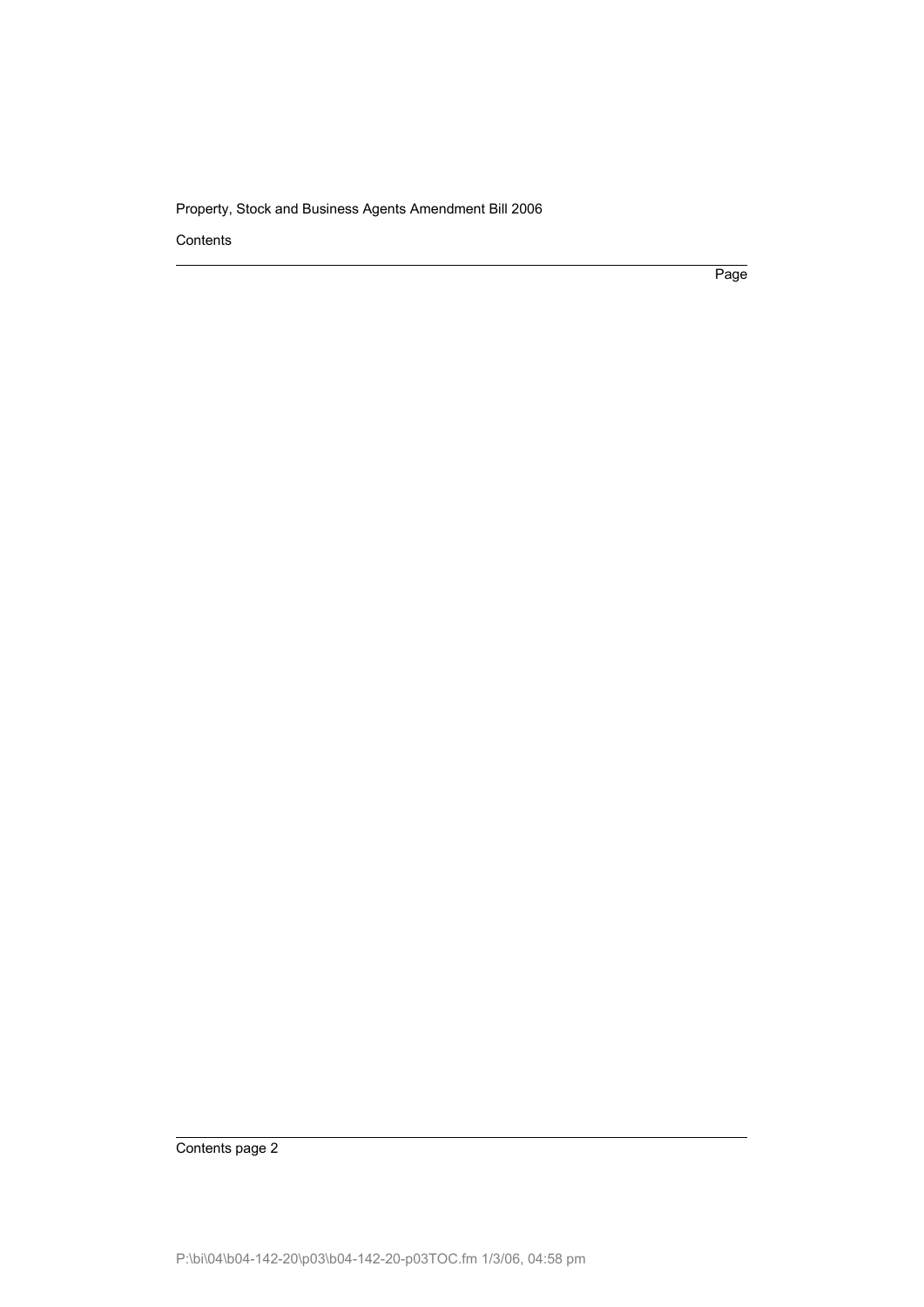Contents

Page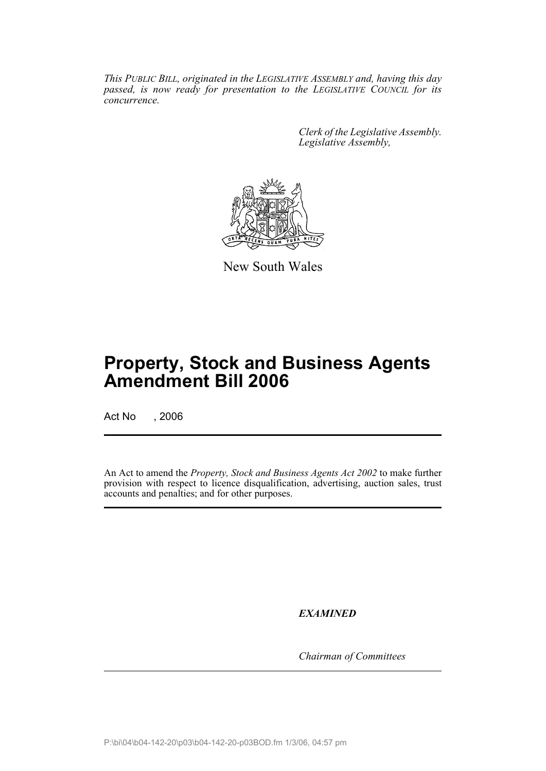*This PUBLIC BILL, originated in the LEGISLATIVE ASSEMBLY and, having this day passed, is now ready for presentation to the LEGISLATIVE COUNCIL for its concurrence.*

*Clerk of the Legislative Assembly.*
*Legislative Assembly,*

New South Wales

# Property, Stock and Business Agents Amendment Bill 2006

Act No , 2006

An Act to amend the *Property, Stock and Business Agents Act 2002* to make further provision with respect to licence disqualification, advertising, auction sales, trust accounts and penalties; and for other purposes.

***EXAMINED***

*Chairman of Committees*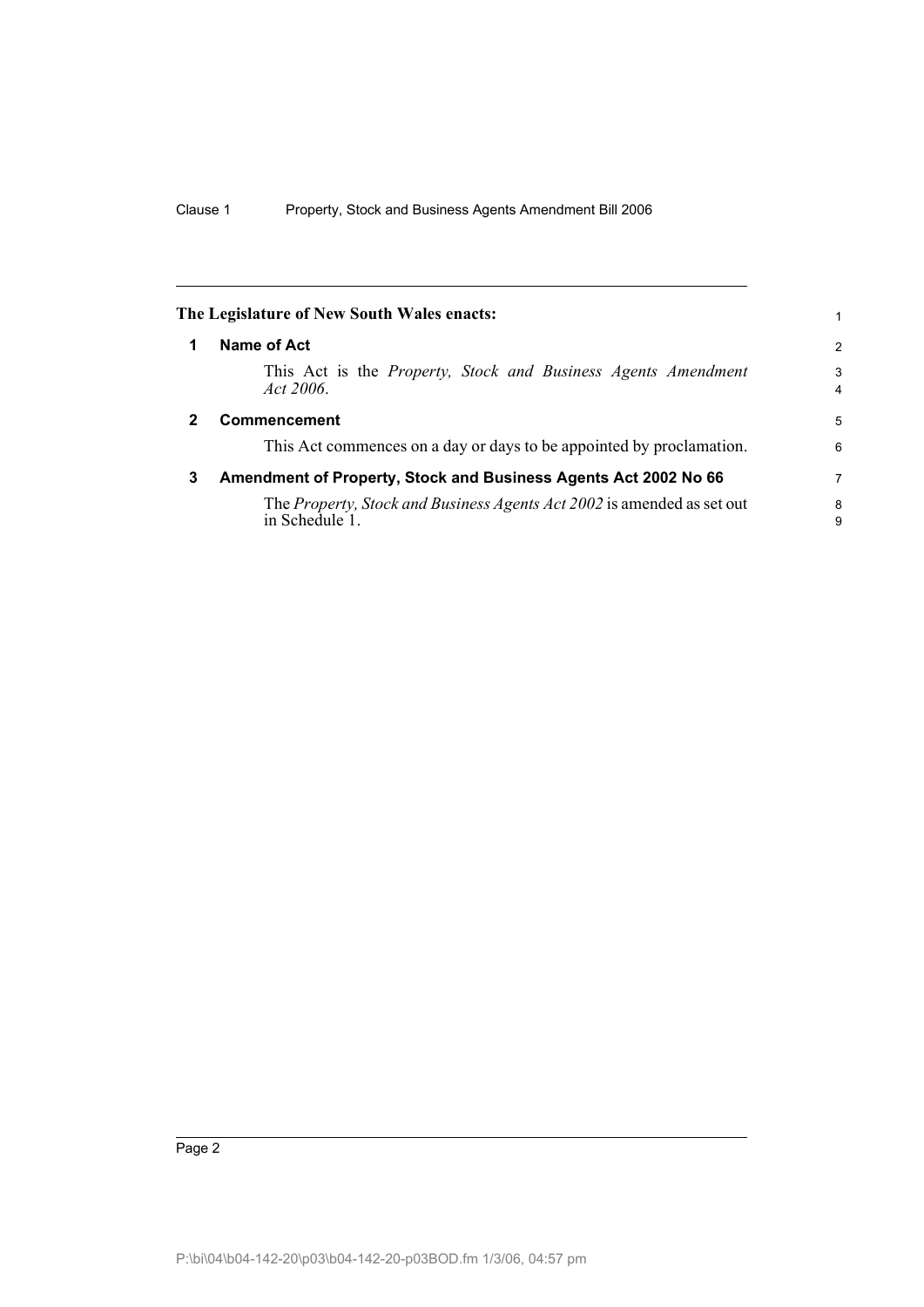**The Legislature of New South Wales enacts:**

## 1 Name of Act

This Act is the *Property, Stock and Business Agents Amendment Act 2006*.

## 2 Commencement

This Act commences on a day or days to be appointed by proclamation.

## 3 Amendment of Property, Stock and Business Agents Act 2002 No 66

The *Property, Stock and Business Agents Act 2002* is amended as set out in Schedule 1.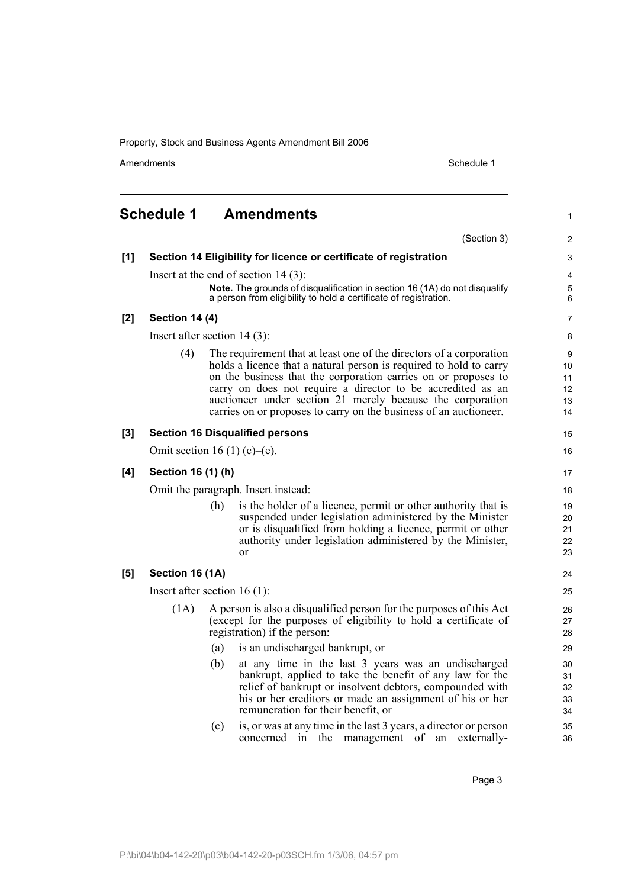## Schedule 1 Amendments

(Section 3)

**[1] Section 14 Eligibility for licence or certificate of registration**

Insert at the end of section 14 (3):

> **Note.** The grounds of disqualification in section 16 (1A) do not disqualify a person from eligibility to hold a certificate of registration.

**[2] Section 14 (4)**

Insert after section 14 (3):

(4) The requirement that at least one of the directors of a corporation holds a licence that a natural person is required to hold to carry on the business that the corporation carries on or proposes to carry on does not require a director to be accredited as an auctioneer under section 21 merely because the corporation carries on or proposes to carry on the business of an auctioneer.

**[3] Section 16 Disqualified persons**

Omit section 16 (1) (c)–(e).

**[4] Section 16 (1) (h)**

Omit the paragraph. Insert instead:

(h) is the holder of a licence, permit or other authority that is suspended under legislation administered by the Minister or is disqualified from holding a licence, permit or other authority under legislation administered by the Minister, or

**[5] Section 16 (1A)**

Insert after section 16 (1):

(1A) A person is also a disqualified person for the purposes of this Act (except for the purposes of eligibility to hold a certificate of registration) if the person:

(a) is an undischarged bankrupt, or

(b) at any time in the last 3 years was an undischarged bankrupt, applied to take the benefit of any law for the relief of bankrupt or insolvent debtors, compounded with his or her creditors or made an assignment of his or her remuneration for their benefit, or

(c) is, or was at any time in the last 3 years, a director or person concerned in the management of an externally-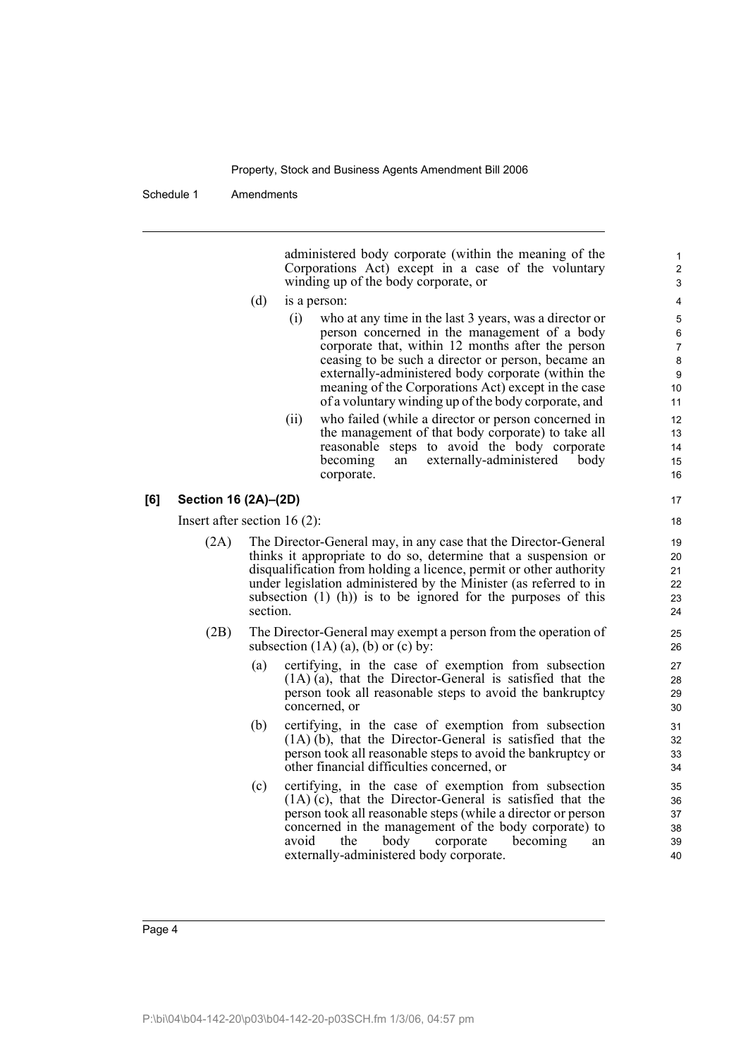administered body corporate (within the meaning of the Corporations Act) except in a case of the voluntary winding up of the body corporate, or

(d) is a person:

(i) who at any time in the last 3 years, was a director or person concerned in the management of a body corporate that, within 12 months after the person ceasing to be such a director or person, became an externally-administered body corporate (within the meaning of the Corporations Act) except in the case of a voluntary winding up of the body corporate, and

(ii) who failed (while a director or person concerned in the management of that body corporate) to take all reasonable steps to avoid the body corporate becoming an externally-administered body corporate.

**[6] Section 16 (2A)–(2D)**

Insert after section 16 (2):

(2A) The Director-General may, in any case that the Director-General thinks it appropriate to do so, determine that a suspension or disqualification from holding a licence, permit or other authority under legislation administered by the Minister (as referred to in subsection (1) (h)) is to be ignored for the purposes of this section.

(2B) The Director-General may exempt a person from the operation of subsection (1A) (a), (b) or (c) by:

(a) certifying, in the case of exemption from subsection (1A) (a), that the Director-General is satisfied that the person took all reasonable steps to avoid the bankruptcy concerned, or

(b) certifying, in the case of exemption from subsection (1A) (b), that the Director-General is satisfied that the person took all reasonable steps to avoid the bankruptcy or other financial difficulties concerned, or

(c) certifying, in the case of exemption from subsection (1A) (c), that the Director-General is satisfied that the person took all reasonable steps (while a director or person concerned in the management of the body corporate) to avoid the body corporate becoming an externally-administered body corporate.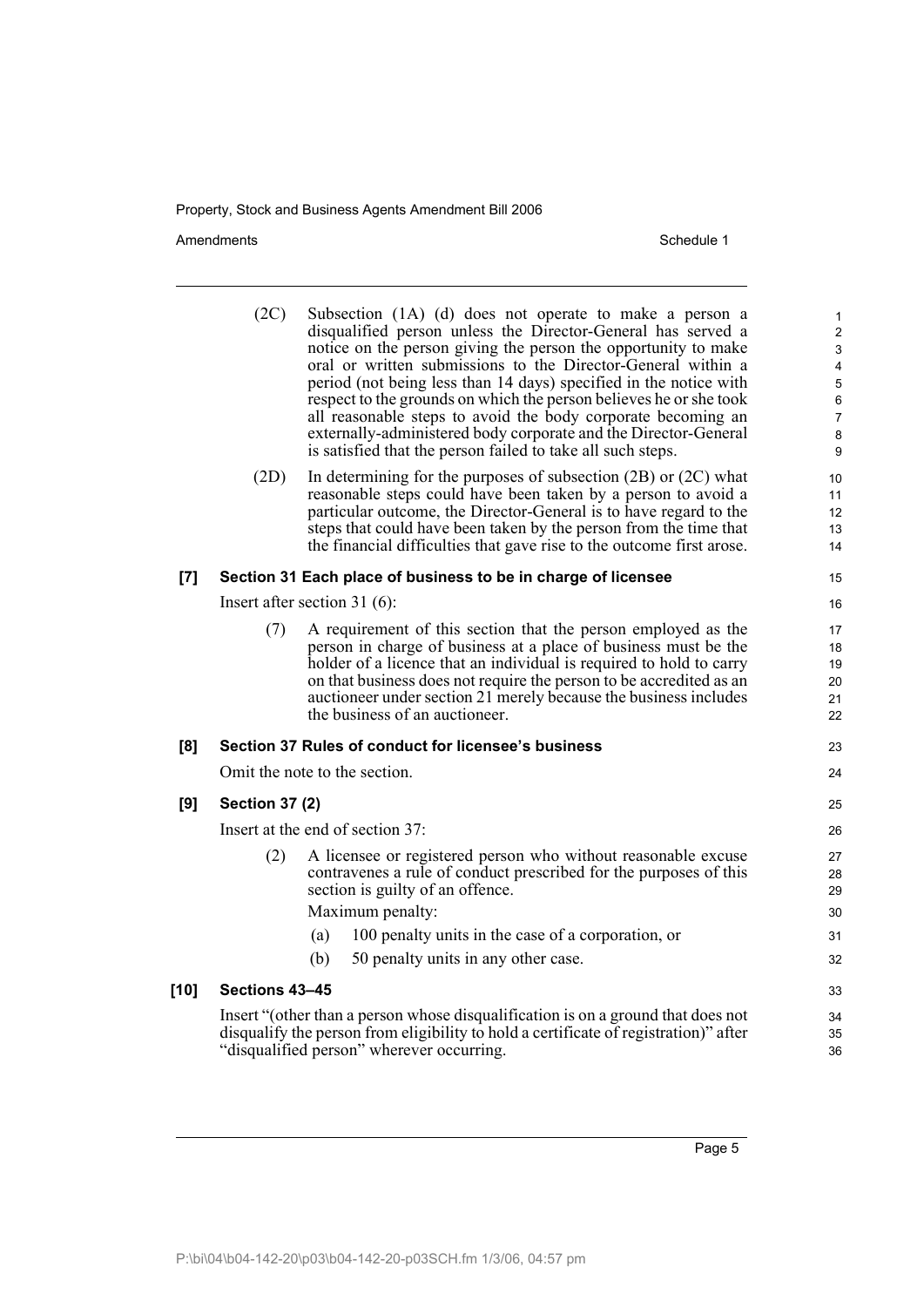(2C) Subsection (1A) (d) does not operate to make a person a disqualified person unless the Director-General has served a notice on the person giving the person the opportunity to make oral or written submissions to the Director-General within a period (not being less than 14 days) specified in the notice with respect to the grounds on which the person believes he or she took all reasonable steps to avoid the body corporate becoming an externally-administered body corporate and the Director-General is satisfied that the person failed to take all such steps.

(2D) In determining for the purposes of subsection (2B) or (2C) what reasonable steps could have been taken by a person to avoid a particular outcome, the Director-General is to have regard to the steps that could have been taken by the person from the time that the financial difficulties that gave rise to the outcome first arose.

**[7] Section 31 Each place of business to be in charge of licensee**

Insert after section 31 (6):

(7) A requirement of this section that the person employed as the person in charge of business at a place of business must be the holder of a licence that an individual is required to hold to carry on that business does not require the person to be accredited as an auctioneer under section 21 merely because the business includes the business of an auctioneer.

**[8] Section 37 Rules of conduct for licensee's business**

Omit the note to the section.

**[9] Section 37 (2)**

Insert at the end of section 37:

(2) A licensee or registered person who without reasonable excuse contravenes a rule of conduct prescribed for the purposes of this section is guilty of an offence.

Maximum penalty:

(a) 100 penalty units in the case of a corporation, or

(b) 50 penalty units in any other case.

**[10] Sections 43–45**

Insert "(other than a person whose disqualification is on a ground that does not disqualify the person from eligibility to hold a certificate of registration)" after "disqualified person" wherever occurring.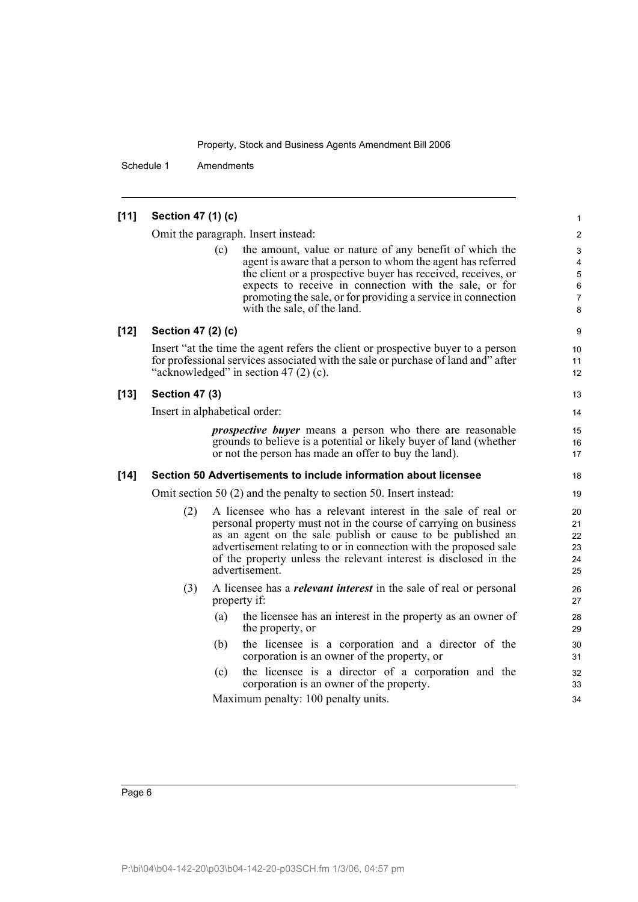**[11] Section 47 (1) (c)**

Omit the paragraph. Insert instead:

> (c) the amount, value or nature of any benefit of which the agent is aware that a person to whom the agent has referred the client or a prospective buyer has received, receives, or expects to receive in connection with the sale, or for promoting the sale, or for providing a service in connection with the sale, of the land.

**[12] Section 47 (2) (c)**

Insert "at the time the agent refers the client or prospective buyer to a person for professional services associated with the sale or purchase of land and" after "acknowledged" in section 47 (2) (c).

**[13] Section 47 (3)**

Insert in alphabetical order:

> ***prospective buyer*** means a person who there are reasonable grounds to believe is a potential or likely buyer of land (whether or not the person has made an offer to buy the land).

**[14] Section 50 Advertisements to include information about licensee**

Omit section 50 (2) and the penalty to section 50. Insert instead:

> (2) A licensee who has a relevant interest in the sale of real or personal property must not in the course of carrying on business as an agent on the sale publish or cause to be published an advertisement relating to or in connection with the proposed sale of the property unless the relevant interest is disclosed in the advertisement.
>
> (3) A licensee has a ***relevant interest*** in the sale of real or personal property if:
>
> (a) the licensee has an interest in the property as an owner of the property, or
>
> (b) the licensee is a corporation and a director of the corporation is an owner of the property, or
>
> (c) the licensee is a director of a corporation and the corporation is an owner of the property.
>
> Maximum penalty: 100 penalty units.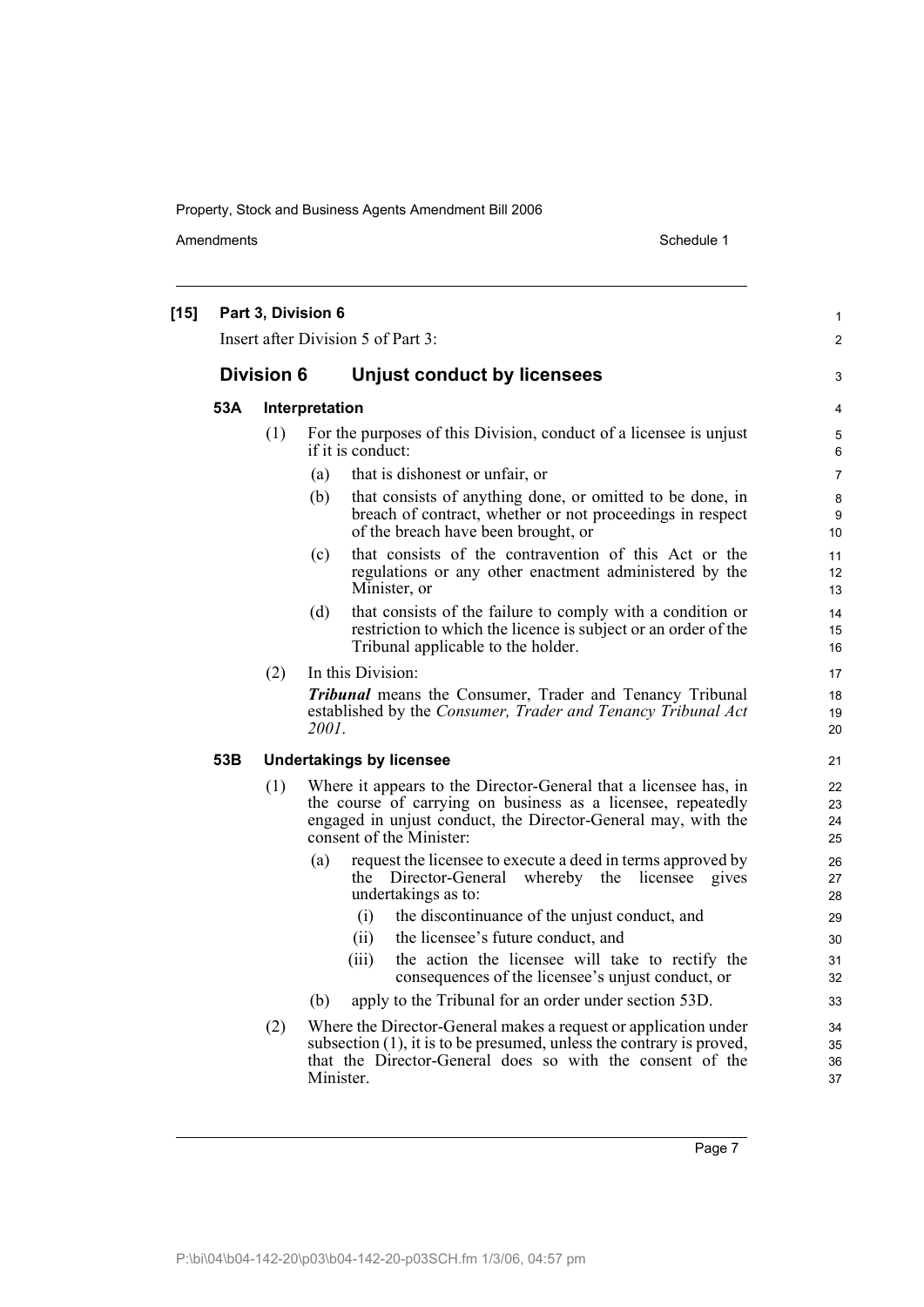**[15] Part 3, Division 6**

Insert after Division 5 of Part 3:

## Division 6 Unjust conduct by licensees

### 53A Interpretation

(1) For the purposes of this Division, conduct of a licensee is unjust if it is conduct:

(a) that is dishonest or unfair, or

(b) that consists of anything done, or omitted to be done, in breach of contract, whether or not proceedings in respect of the breach have been brought, or

(c) that consists of the contravention of this Act or the regulations or any other enactment administered by the Minister, or

(d) that consists of the failure to comply with a condition or restriction to which the licence is subject or an order of the Tribunal applicable to the holder.

(2) In this Division:

***Tribunal*** means the Consumer, Trader and Tenancy Tribunal established by the *Consumer, Trader and Tenancy Tribunal Act 2001*.

### 53B Undertakings by licensee

(1) Where it appears to the Director-General that a licensee has, in the course of carrying on business as a licensee, repeatedly engaged in unjust conduct, the Director-General may, with the consent of the Minister:

(a) request the licensee to execute a deed in terms approved by the Director-General whereby the licensee gives undertakings as to:

(i) the discontinuance of the unjust conduct, and

(ii) the licensee's future conduct, and

(iii) the action the licensee will take to rectify the consequences of the licensee's unjust conduct, or

(b) apply to the Tribunal for an order under section 53D.

(2) Where the Director-General makes a request or application under subsection (1), it is to be presumed, unless the contrary is proved, that the Director-General does so with the consent of the Minister.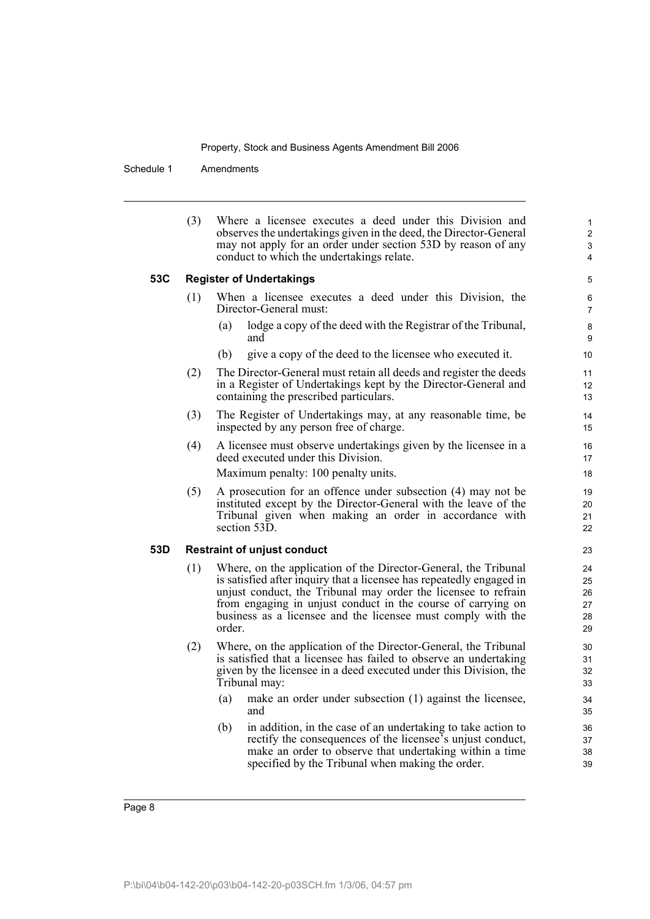(3) Where a licensee executes a deed under this Division and observes the undertakings given in the deed, the Director-General may not apply for an order under section 53D by reason of any conduct to which the undertakings relate.

### 53C Register of Undertakings

(1) When a licensee executes a deed under this Division, the Director-General must:

(a) lodge a copy of the deed with the Registrar of the Tribunal, and

(b) give a copy of the deed to the licensee who executed it.

(2) The Director-General must retain all deeds and register the deeds in a Register of Undertakings kept by the Director-General and containing the prescribed particulars.

(3) The Register of Undertakings may, at any reasonable time, be inspected by any person free of charge.

(4) A licensee must observe undertakings given by the licensee in a deed executed under this Division.

Maximum penalty: 100 penalty units.

(5) A prosecution for an offence under subsection (4) may not be instituted except by the Director-General with the leave of the Tribunal given when making an order in accordance with section 53D.

### 53D Restraint of unjust conduct

(1) Where, on the application of the Director-General, the Tribunal is satisfied after inquiry that a licensee has repeatedly engaged in unjust conduct, the Tribunal may order the licensee to refrain from engaging in unjust conduct in the course of carrying on business as a licensee and the licensee must comply with the order.

(2) Where, on the application of the Director-General, the Tribunal is satisfied that a licensee has failed to observe an undertaking given by the licensee in a deed executed under this Division, the Tribunal may:

(a) make an order under subsection (1) against the licensee, and

(b) in addition, in the case of an undertaking to take action to rectify the consequences of the licensee's unjust conduct, make an order to observe that undertaking within a time specified by the Tribunal when making the order.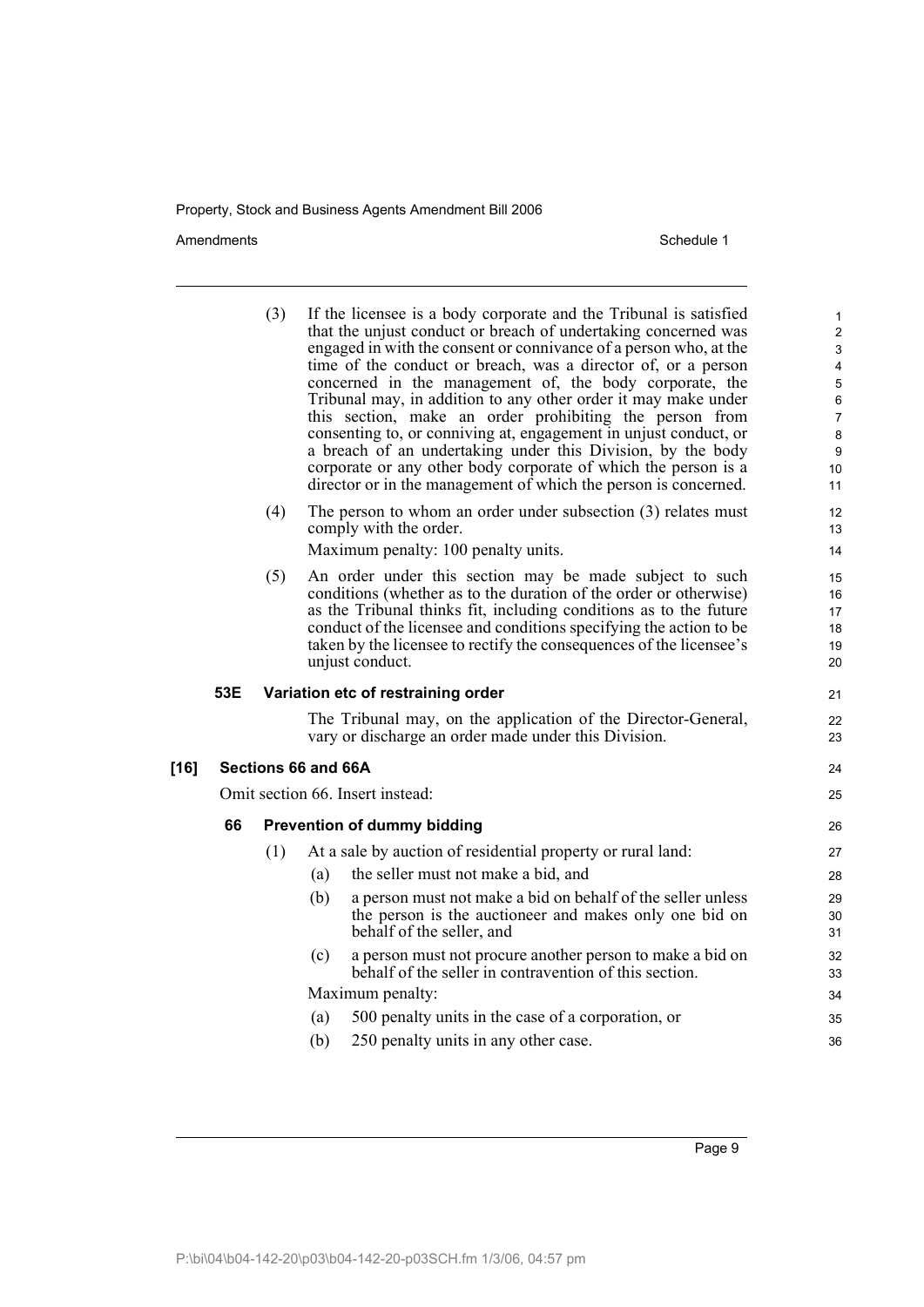(3) If the licensee is a body corporate and the Tribunal is satisfied that the unjust conduct or breach of undertaking concerned was engaged in with the consent or connivance of a person who, at the time of the conduct or breach, was a director of, or a person concerned in the management of, the body corporate, the Tribunal may, in addition to any other order it may make under this section, make an order prohibiting the person from consenting to, or conniving at, engagement in unjust conduct, or a breach of an undertaking under this Division, by the body corporate or any other body corporate of which the person is a director or in the management of which the person is concerned.

(4) The person to whom an order under subsection (3) relates must comply with the order.

Maximum penalty: 100 penalty units.

(5) An order under this section may be made subject to such conditions (whether as to the duration of the order or otherwise) as the Tribunal thinks fit, including conditions as to the future conduct of the licensee and conditions specifying the action to be taken by the licensee to rectify the consequences of the licensee's unjust conduct.

**53E Variation etc of restraining order**

The Tribunal may, on the application of the Director-General, vary or discharge an order made under this Division.

**[16] Sections 66 and 66A**

Omit section 66. Insert instead:

**66 Prevention of dummy bidding**

(1) At a sale by auction of residential property or rural land:

(a) the seller must not make a bid, and

(b) a person must not make a bid on behalf of the seller unless the person is the auctioneer and makes only one bid on behalf of the seller, and

(c) a person must not procure another person to make a bid on behalf of the seller in contravention of this section.

Maximum penalty:

(a) 500 penalty units in the case of a corporation, or

(b) 250 penalty units in any other case.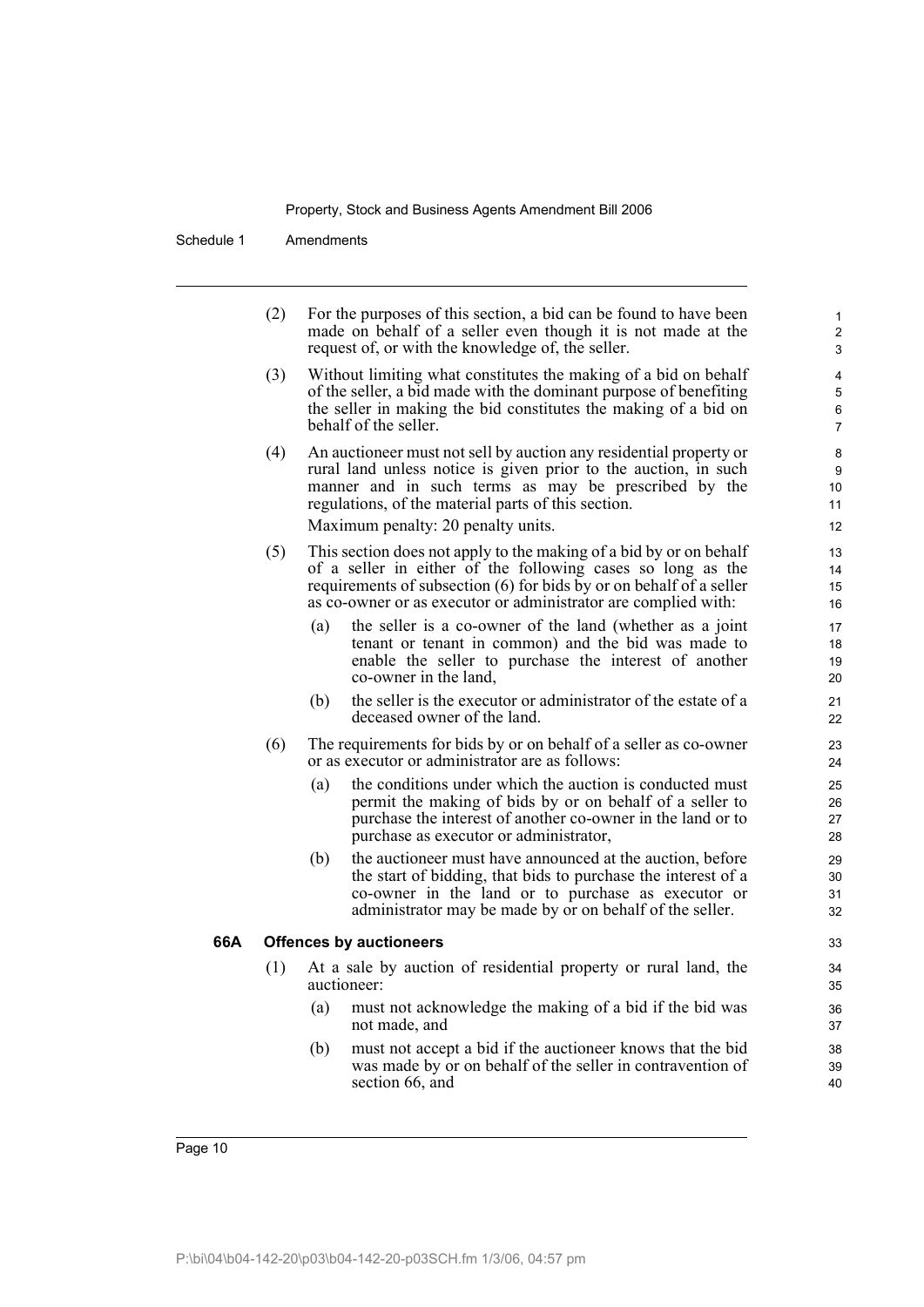(2) For the purposes of this section, a bid can be found to have been made on behalf of a seller even though it is not made at the request of, or with the knowledge of, the seller.

(3) Without limiting what constitutes the making of a bid on behalf of the seller, a bid made with the dominant purpose of benefiting the seller in making the bid constitutes the making of a bid on behalf of the seller.

(4) An auctioneer must not sell by auction any residential property or rural land unless notice is given prior to the auction, in such manner and in such terms as may be prescribed by the regulations, of the material parts of this section.

Maximum penalty: 20 penalty units.

(5) This section does not apply to the making of a bid by or on behalf of a seller in either of the following cases so long as the requirements of subsection (6) for bids by or on behalf of a seller as co-owner or as executor or administrator are complied with:

- (a) the seller is a co-owner of the land (whether as a joint tenant or tenant in common) and the bid was made to enable the seller to purchase the interest of another co-owner in the land,
- (b) the seller is the executor or administrator of the estate of a deceased owner of the land.

(6) The requirements for bids by or on behalf of a seller as co-owner or as executor or administrator are as follows:

- (a) the conditions under which the auction is conducted must permit the making of bids by or on behalf of a seller to purchase the interest of another co-owner in the land or to purchase as executor or administrator,
- (b) the auctioneer must have announced at the auction, before the start of bidding, that bids to purchase the interest of a co-owner in the land or to purchase as executor or administrator may be made by or on behalf of the seller.

**66A Offences by auctioneers**

(1) At a sale by auction of residential property or rural land, the auctioneer:

- (a) must not acknowledge the making of a bid if the bid was not made, and
- (b) must not accept a bid if the auctioneer knows that the bid was made by or on behalf of the seller in contravention of section 66, and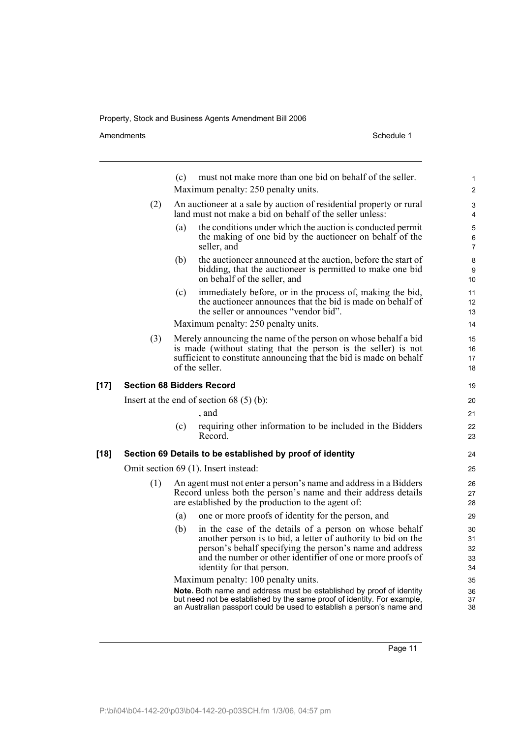(c) must not make more than one bid on behalf of the seller.

Maximum penalty: 250 penalty units.

(2) An auctioneer at a sale by auction of residential property or rural land must not make a bid on behalf of the seller unless:

(a) the conditions under which the auction is conducted permit the making of one bid by the auctioneer on behalf of the seller, and

(b) the auctioneer announced at the auction, before the start of bidding, that the auctioneer is permitted to make one bid on behalf of the seller, and

(c) immediately before, or in the process of, making the bid, the auctioneer announces that the bid is made on behalf of the seller or announces "vendor bid".

Maximum penalty: 250 penalty units.

(3) Merely announcing the name of the person on whose behalf a bid is made (without stating that the person is the seller) is not sufficient to constitute announcing that the bid is made on behalf of the seller.

**[17] Section 68 Bidders Record**

Insert at the end of section 68 (5) (b):

, and

(c) requiring other information to be included in the Bidders Record.

**[18] Section 69 Details to be established by proof of identity**

Omit section 69 (1). Insert instead:

(1) An agent must not enter a person's name and address in a Bidders Record unless both the person's name and their address details are established by the production to the agent of:

(a) one or more proofs of identity for the person, and

(b) in the case of the details of a person on whose behalf another person is to bid, a letter of authority to bid on the person's behalf specifying the person's name and address and the number or other identifier of one or more proofs of identity for that person.

Maximum penalty: 100 penalty units.

**Note.** Both name and address must be established by proof of identity but need not be established by the same proof of identity. For example, an Australian passport could be used to establish a person's name and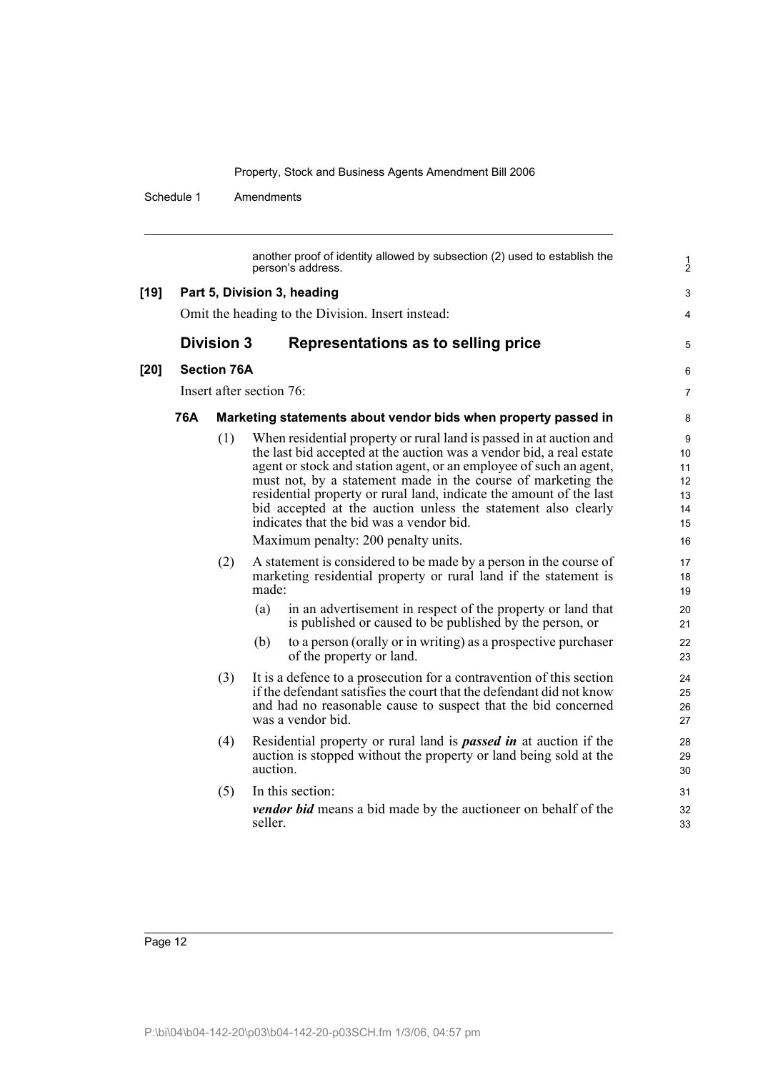another proof of identity allowed by subsection (2) used to establish the person's address.

**[19] Part 5, Division 3, heading**

Omit the heading to the Division. Insert instead:

## Division 3 Representations as to selling price

**[20] Section 76A**

Insert after section 76:

### 76A Marketing statements about vendor bids when property passed in

(1) When residential property or rural land is passed in at auction and the last bid accepted at the auction was a vendor bid, a real estate agent or stock and station agent, or an employee of such an agent, must not, by a statement made in the course of marketing the residential property or rural land, indicate the amount of the last bid accepted at the auction unless the statement also clearly indicates that the bid was a vendor bid.

Maximum penalty: 200 penalty units.

(2) A statement is considered to be made by a person in the course of marketing residential property or rural land if the statement is made:

(a) in an advertisement in respect of the property or land that is published or caused to be published by the person, or

(b) to a person (orally or in writing) as a prospective purchaser of the property or land.

(3) It is a defence to a prosecution for a contravention of this section if the defendant satisfies the court that the defendant did not know and had no reasonable cause to suspect that the bid concerned was a vendor bid.

(4) Residential property or rural land is ***passed in*** at auction if the auction is stopped without the property or land being sold at the auction.

(5) In this section:

***vendor bid*** means a bid made by the auctioneer on behalf of the seller.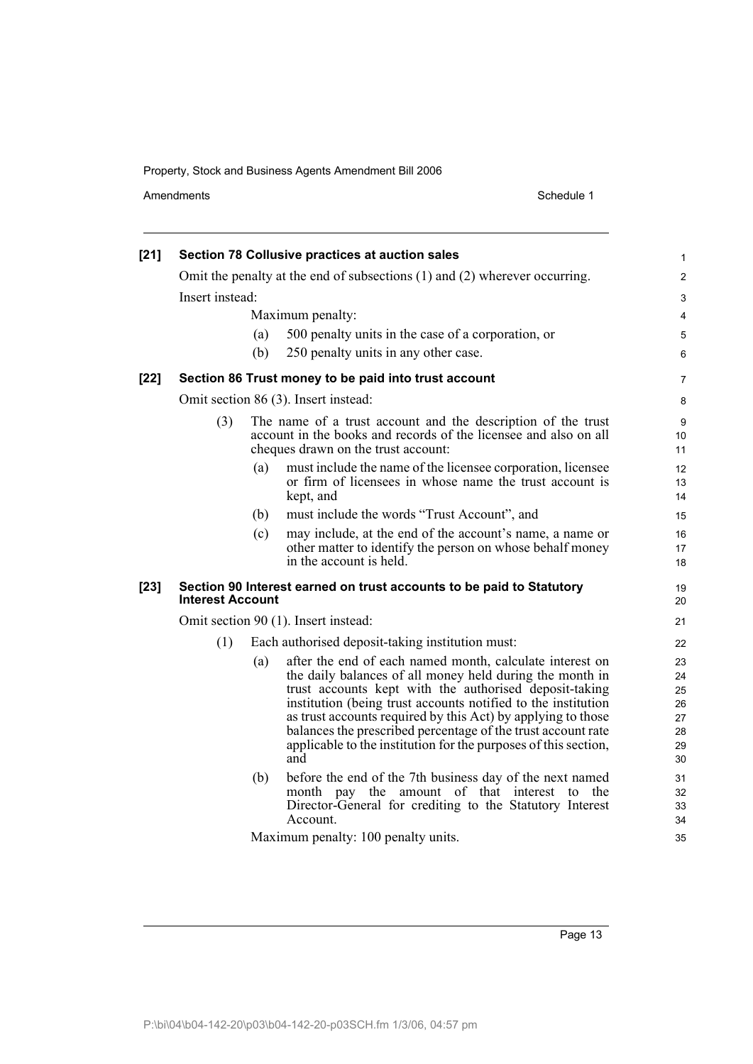**[21] Section 78 Collusive practices at auction sales**

Omit the penalty at the end of subsections (1) and (2) wherever occurring.

Insert instead:

Maximum penalty:

(a) 500 penalty units in the case of a corporation, or

(b) 250 penalty units in any other case.

**[22] Section 86 Trust money to be paid into trust account**

Omit section 86 (3). Insert instead:

(3) The name of a trust account and the description of the trust account in the books and records of the licensee and also on all cheques drawn on the trust account:

(a) must include the name of the licensee corporation, licensee or firm of licensees in whose name the trust account is kept, and

(b) must include the words "Trust Account", and

(c) may include, at the end of the account's name, a name or other matter to identify the person on whose behalf money in the account is held.

**[23] Section 90 Interest earned on trust accounts to be paid to Statutory Interest Account**

Omit section 90 (1). Insert instead:

(1) Each authorised deposit-taking institution must:

(a) after the end of each named month, calculate interest on the daily balances of all money held during the month in trust accounts kept with the authorised deposit-taking institution (being trust accounts notified to the institution as trust accounts required by this Act) by applying to those balances the prescribed percentage of the trust account rate applicable to the institution for the purposes of this section, and

(b) before the end of the 7th business day of the next named month pay the amount of that interest to the Director-General for crediting to the Statutory Interest Account.

Maximum penalty: 100 penalty units.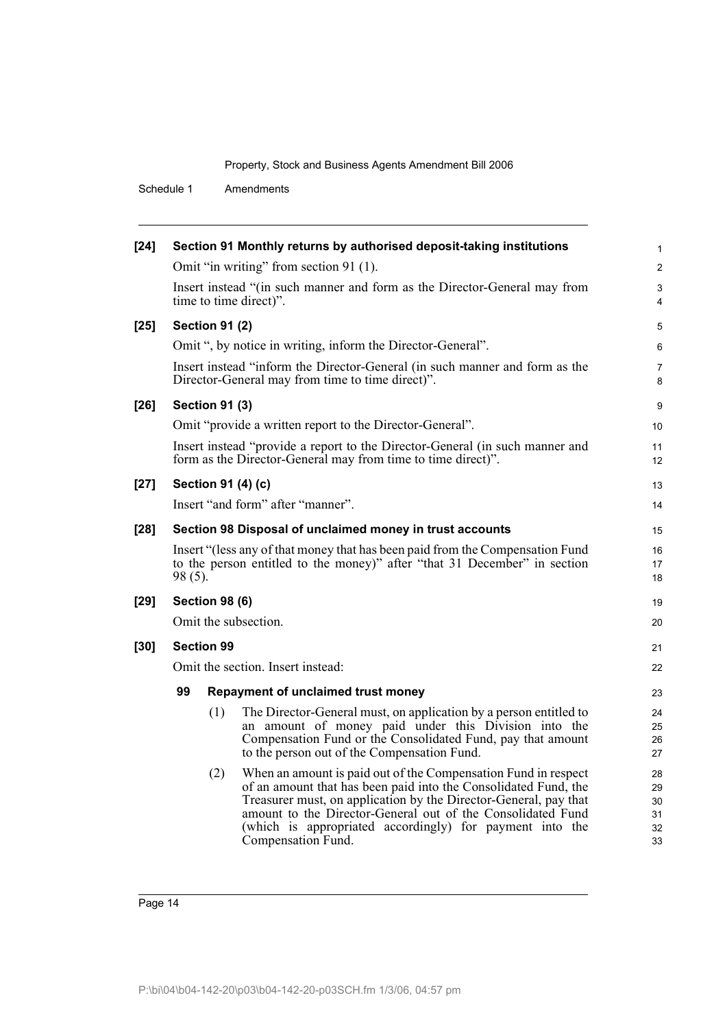**[24] Section 91 Monthly returns by authorised deposit-taking institutions**

Omit "in writing" from section 91 (1).

Insert instead "(in such manner and form as the Director-General may from time to time direct)".

**[25] Section 91 (2)**

Omit ", by notice in writing, inform the Director-General".

Insert instead "inform the Director-General (in such manner and form as the Director-General may from time to time direct)".

**[26] Section 91 (3)**

Omit "provide a written report to the Director-General".

Insert instead "provide a report to the Director-General (in such manner and form as the Director-General may from time to time direct)".

**[27] Section 91 (4) (c)**

Insert "and form" after "manner".

**[28] Section 98 Disposal of unclaimed money in trust accounts**

Insert "(less any of that money that has been paid from the Compensation Fund to the person entitled to the money)" after "that 31 December" in section 98 (5).

**[29] Section 98 (6)**

Omit the subsection.

**[30] Section 99**

Omit the section. Insert instead:

**99 Repayment of unclaimed trust money**

(1) The Director-General must, on application by a person entitled to an amount of money paid under this Division into the Compensation Fund or the Consolidated Fund, pay that amount to the person out of the Compensation Fund.

(2) When an amount is paid out of the Compensation Fund in respect of an amount that has been paid into the Consolidated Fund, the Treasurer must, on application by the Director-General, pay that amount to the Director-General out of the Consolidated Fund (which is appropriated accordingly) for payment into the Compensation Fund.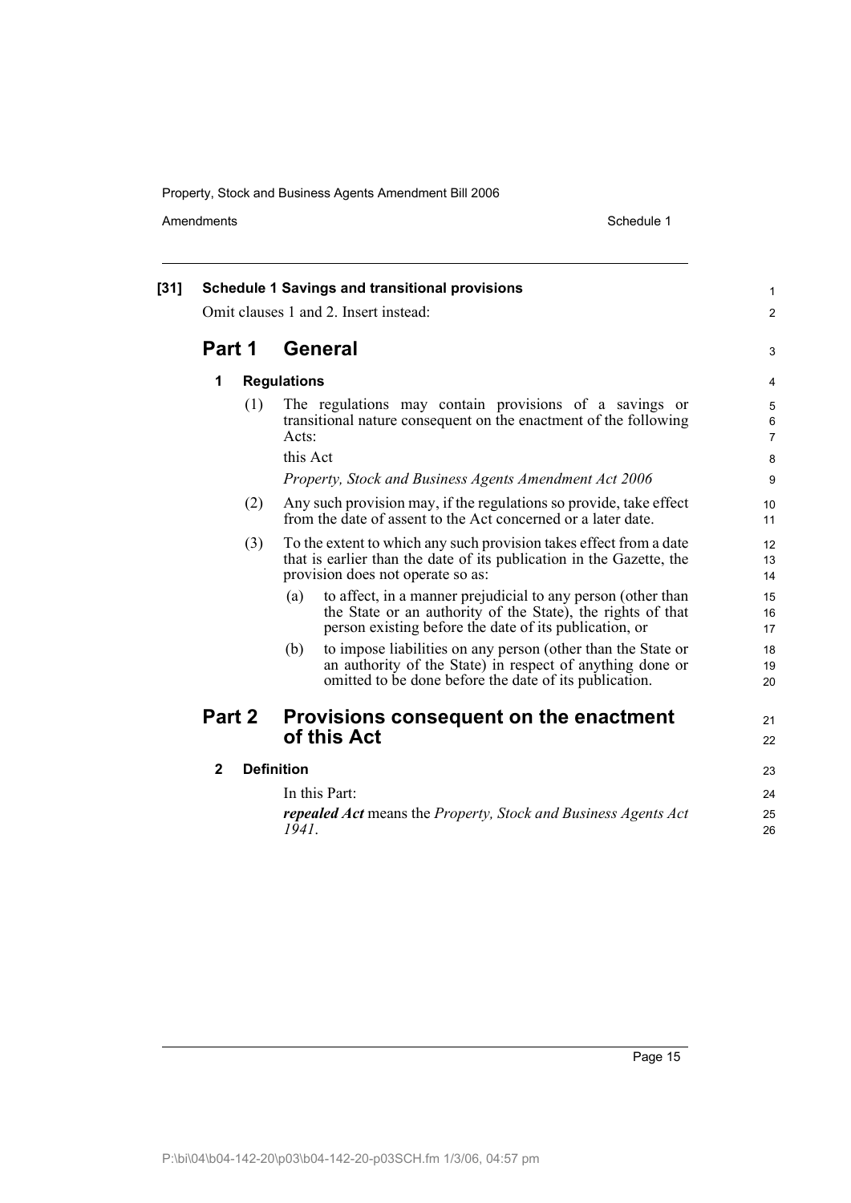**[31] Schedule 1 Savings and transitional provisions**

Omit clauses 1 and 2. Insert instead:

## Part 1 General

### 1 Regulations

(1) The regulations may contain provisions of a savings or transitional nature consequent on the enactment of the following Acts:

this Act

*Property, Stock and Business Agents Amendment Act 2006*

(2) Any such provision may, if the regulations so provide, take effect from the date of assent to the Act concerned or a later date.

(3) To the extent to which any such provision takes effect from a date that is earlier than the date of its publication in the Gazette, the provision does not operate so as:

(a) to affect, in a manner prejudicial to any person (other than the State or an authority of the State), the rights of that person existing before the date of its publication, or

(b) to impose liabilities on any person (other than the State or an authority of the State) in respect of anything done or omitted to be done before the date of its publication.

## Part 2 Provisions consequent on the enactment of this Act

### 2 Definition

In this Part:

***repealed Act*** means the *Property, Stock and Business Agents Act 1941*.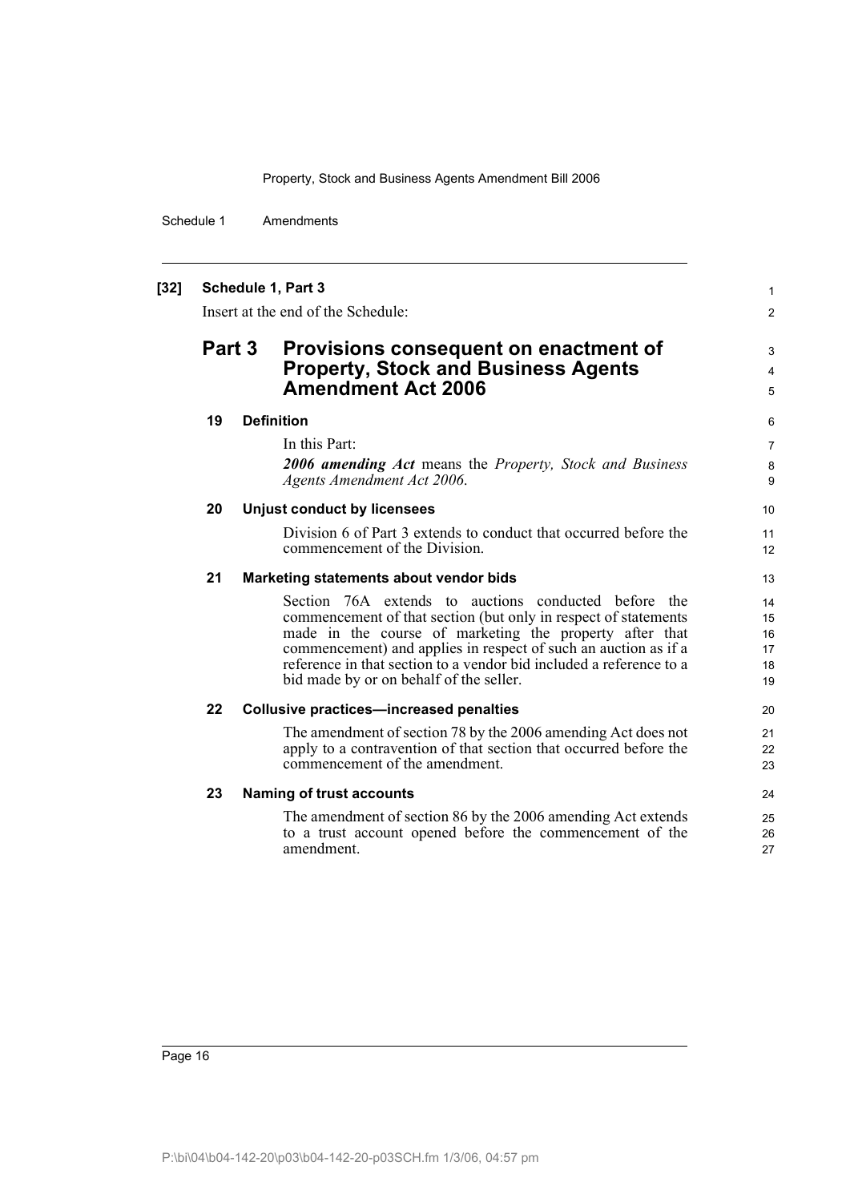**[32] Schedule 1, Part 3**

Insert at the end of the Schedule:

## Part 3 Provisions consequent on enactment of Property, Stock and Business Agents Amendment Act 2006

### 19 Definition

In this Part:

***2006 amending Act*** means the *Property, Stock and Business Agents Amendment Act 2006*.

### 20 Unjust conduct by licensees

Division 6 of Part 3 extends to conduct that occurred before the commencement of the Division.

### 21 Marketing statements about vendor bids

Section 76A extends to auctions conducted before the commencement of that section (but only in respect of statements made in the course of marketing the property after that commencement) and applies in respect of such an auction as if a reference in that section to a vendor bid included a reference to a bid made by or on behalf of the seller.

### 22 Collusive practices—increased penalties

The amendment of section 78 by the 2006 amending Act does not apply to a contravention of that section that occurred before the commencement of the amendment.

### 23 Naming of trust accounts

The amendment of section 86 by the 2006 amending Act extends to a trust account opened before the commencement of the amendment.